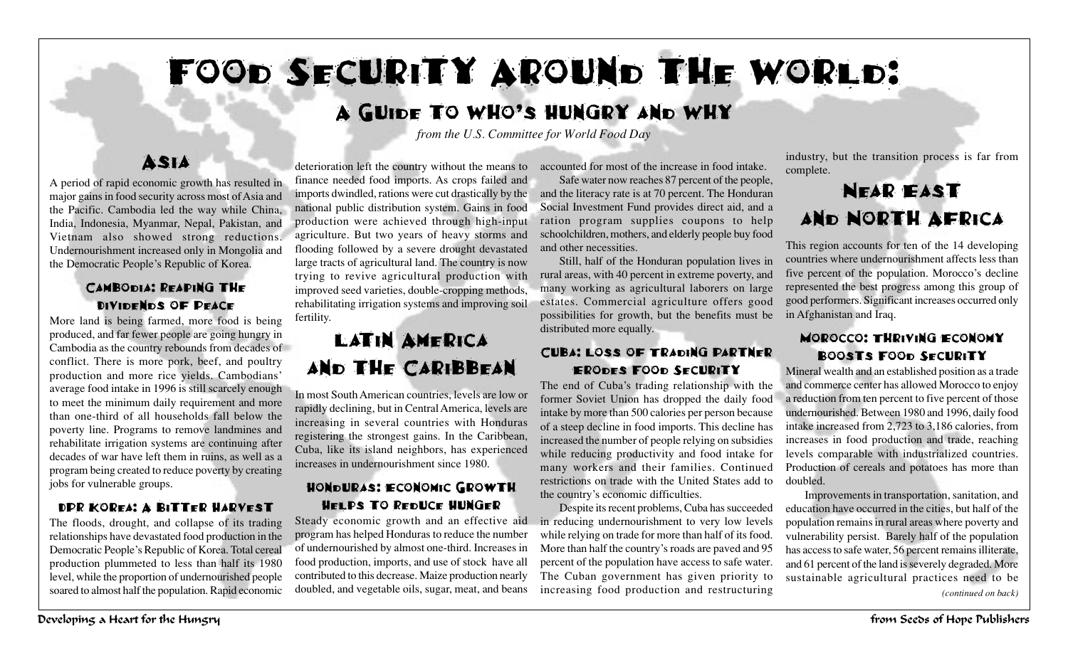# Food Security Around the World:

## A Guide to Who's Hungry and Why

*from the U.S. Committee for World Food Day*

## Asia

A period of rapid economic growth has resulted in major gains in food security across most of Asia and the Pacific. Cambodia led the way while China, India, Indonesia, Myanmar, Nepal, Pakistan, and Vietnam also showed strong reductions. Undernourishment increased only in Mongolia and the Democratic People's Republic of Korea.

### Cambodia: Reaping the Dividends of Peace

More land is being farmed, more food is being produced, and far fewer people are going hungry in Cambodia as the country rebounds from decades of conflict. There is more pork, beef, and poultry production and more rice yields. Cambodians' average food intake in 1996 is still scarcely enough to meet the minimum daily requirement and more than one-third of all households fall below the poverty line. Programs to remove landmines and rehabilitate irrigation systems are continuing after decades of war have left them in ruins, as well as a program being created to reduce poverty by creating jobs for vulnerable groups.

### DPR Korea: A Bitter Harvest

The floods, drought, and collapse of its trading relationships have devastated food production in the Democratic People's Republic of Korea. Total cereal production plummeted to less than half its 1980 level, while the proportion of undernourished people soared to almost half the population. Rapid economic deterioration left the country without the means to finance needed food imports. As crops failed and imports dwindled, rations were cut drastically by the national public distribution system. Gains in food production were achieved through high-input agriculture. But two years of heavy storms and flooding followed by a severe drought devastated large tracts of agricultural land. The country is now trying to revive agricultural production with improved seed varieties, double-cropping methods, rehabilitating irrigation systems and improving soil fertility.

## Latin America and the Caribbean

In most South American countries, levels are low or rapidly declining, but in Central America, levels are increasing in several countries with Honduras registering the strongest gains. In the Caribbean, Cuba, like its island neighbors, has experienced increases in undernourishment since 1980.

### Honduras: Economic Growth Helps to Reduce Hunger

Steady economic growth and an effective aid program has helped Honduras to reduce the number of undernourished by almost one-third. Increases in food production, imports, and use of stock have all contributed to this decrease. Maize production nearly doubled, and vegetable oils, sugar, meat, and beans accounted for most of the increase in food intake.

Safe water now reaches 87 percent of the people, and the literacy rate is at 70 percent. The Honduran Social Investment Fund provides direct aid, and a ration program supplies coupons to help schoolchildren, mothers, and elderly people buy food and other necessities.

Still, half of the Honduran population lives in rural areas, with 40 percent in extreme poverty, and many working as agricultural laborers on large estates. Commercial agriculture offers good possibilities for growth, but the benefits must be distributed more equally.

### Cuba: Loss of Trading Partner Erodes Food Security

The end of Cuba's trading relationship with the former Soviet Union has dropped the daily food intake by more than 500 calories per person because of a steep decline in food imports. This decline has increased the number of people relying on subsidies while reducing productivity and food intake for many workers and their families. Continued restrictions on trade with the United States add to the country's economic difficulties.

Despite its recent problems, Cuba has succeeded in reducing undernourishment to very low levels while relying on trade for more than half of its food. More than half the country's roads are paved and 95 percent of the population have access to safe water. The Cuban government has given priority to increasing food production and restructuring industry, but the transition process is far from complete.

## Near East and North Africa

This region accounts for ten of the 14 developing countries where undernourishment affects less than five percent of the population. Morocco's decline represented the best progress among this group of good performers. Significant increases occurred only in Afghanistan and Iraq.

### Morocco: Thriving Economy Boosts Food Security

Mineral wealth and an established position as a trade and commerce center has allowed Morocco to enjoy a reduction from ten percent to five percent of those undernourished. Between 1980 and 1996, daily food intake increased from 2,723 to 3,186 calories, from increases in food production and trade, reaching levels comparable with industrialized countries. Production of cereals and potatoes has more than doubled.

Improvements in transportation, sanitation, and education have occurred in the cities, but half of the population remains in rural areas where poverty and vulnerability persist. Barely half of the population has access to safe water, 56 percent remains illiterate, and 61 percent of the land is severely degraded. More sustainable agricultural practices need to be

*(continued on back)*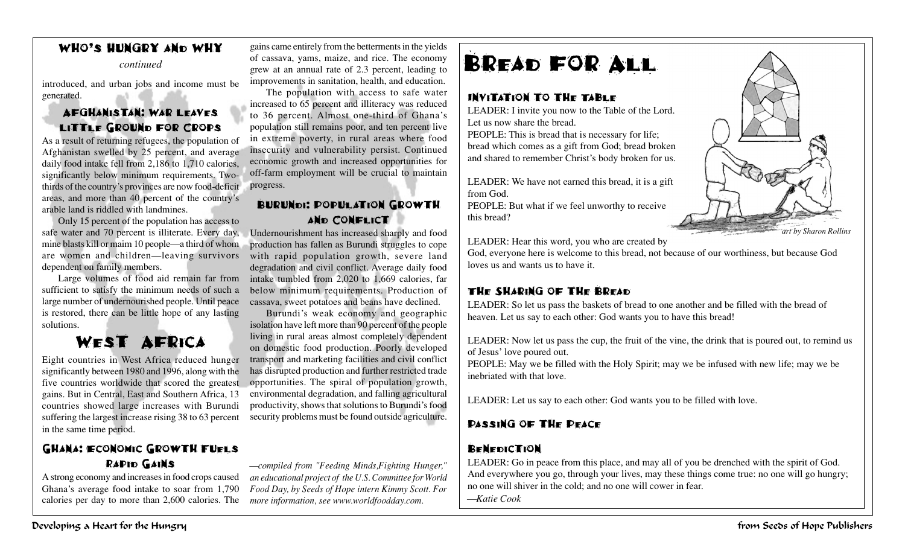## WHO'S HUNGRY AND WHY

*continued*

introduced, and urban jobs and income must be generated.

### AFGHANISTAN: WAR LEAVES LITTLE GROUND FOR CROPS

As a result of returning refugees, the population of Afghanistan swelled by 25 percent, and average daily food intake fell from 2,186 to 1,710 calories, significantly below minimum requirements. Two-thirds of the country's provinces are now food-deficit areas, and more than 40 percent of the country's arable land is riddled with landmines.

Only 15 percent of the population has access to safe water and 70 percent is illiterate. Every day, mine blasts kill or maim 10 people—a third of whom are women and children—leaving survivors dependent on family members.

Large volumes of food aid remain far from sufficient to satisfy the minimum needs of such a large number of undernourished people. Until peace is restored, there can be little hope of any lasting solutions.

## WEST AFRICA

Eight countries in West Africa reduced hunger significantly between 1980 and 1996, along with the five countries worldwide that scored the greatest gains. But in Central, East and Southern Africa, 13 countries showed large increases with Burundi suffering the largest increase rising 38 to 63 percent in the same time period.

### GHANA: ECONOMIC GROWTH FUELS RAPID GAINS

A strong economy and increases in food crops caused Ghana's average food intake to soar from 1,790 calories per day to more than 2,600 calories. The gains came entirely from the betterments in the yields of cassava, yams, maize, and rice. The economy grew at an annual rate of 2.3 percent, leading to improvements in sanitation, health, and education.

The population with access to safe water increased to 65 percent and illiteracy was reduced to 36 percent. Almost one-third of Ghana's population still remains poor, and ten percent live in extreme poverty, in rural areas where food insecurity and vulnerability persist. Continued economic growth and increased opportunities for off-farm employment will be crucial to maintain progress.

### BURUNDI: POPULATION GROWTH AND CONFLICT

Undernourishment has increased sharply and food production has fallen as Burundi struggles to cope with rapid population growth, severe land degradation and civil conflict. Average daily food intake tumbled from 2,020 to 1,669 calories, far below minimum requirements. Production of cassava, sweet potatoes and beans have declined.

Burundi's weak economy and geographic isolation have left more than 90 percent of the people living in rural areas almost completely dependent on domestic food production. Poorly developed transport and marketing facilities and civil conflict has disrupted production and further restricted trade opportunities. The spiral of population growth, environmental degradation, and falling agricultural productivity, shows that solutions to Burundi's food security problems must be found outside agriculture.

*—compiled from "Feeding Minds,Fighting Hunger," an educational project of the U.S. Committee for World Food Day, by Seeds of Hope intern Kimmy Scott. For more information, see www.worldfoodday.com.*

# BREAD FOR ALL

### INVITATION TO THE TABLE

LEADER: I invite you now to the Table of the Lord. Let us now share the bread.
PEOPLE: This is bread that is necessary for life; bread which comes as a gift from God; bread broken and shared to remember Christ's body broken for us.

LEADER: We have not earned this bread, it is a gift from God.
PEOPLE: But what if we feel unworthy to receive this bread?

LEADER: Hear this word, you who are created by God, everyone here is welcome to this bread, not because of our worthiness, but because God loves us and wants us to have it.

*art by Sharon Rollins*

### THE SHARING OF THE BREAD

LEADER: So let us pass the baskets of bread to one another and be filled with the bread of heaven. Let us say to each other: God wants you to have this bread!

LEADER: Now let us pass the cup, the fruit of the vine, the drink that is poured out, to remind us of Jesus' love poured out.
PEOPLE: May we be filled with the Holy Spirit; may we be infused with new life; may we be inebriated with that love.

LEADER: Let us say to each other: God wants you to be filled with love.

### PASSING OF THE PEACE

### BENEDICTION

LEADER: Go in peace from this place, and may all of you be drenched with the spirit of God. And everywhere you go, through your lives, may these things come true: no one will go hungry; no one will shiver in the cold; and no one will cower in fear.
*—Katie Cook*